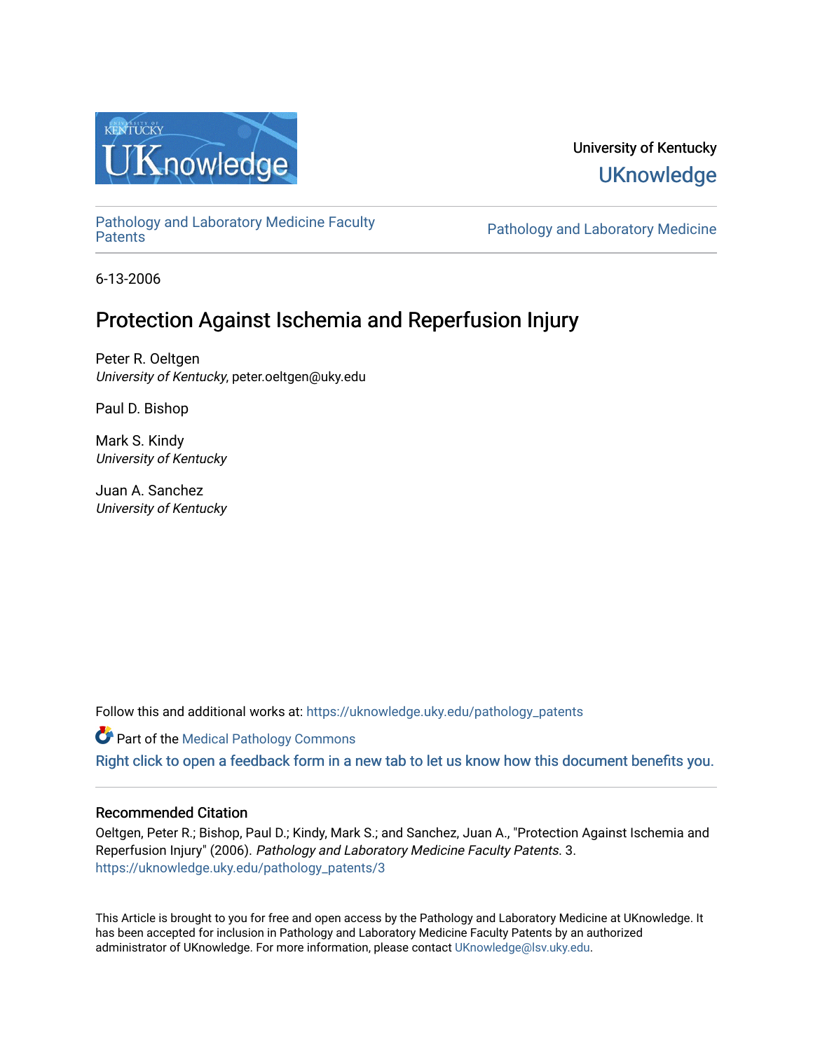University of Kentucky
UKnowledge

Pathology and Laboratory Medicine Faculty Patents

Pathology and Laboratory Medicine

6-13-2006

# Protection Against Ischemia and Reperfusion Injury

Peter R. Oeltgen
*University of Kentucky*, peter.oeltgen@uky.edu

Paul D. Bishop

Mark S. Kindy
*University of Kentucky*

Juan A. Sanchez
*University of Kentucky*

Follow this and additional works at: https://uknowledge.uky.edu/pathology_patents

Part of the Medical Pathology Commons

Right click to open a feedback form in a new tab to let us know how this document benefits you.

## Recommended Citation

Oeltgen, Peter R.; Bishop, Paul D.; Kindy, Mark S.; and Sanchez, Juan A., "Protection Against Ischemia and Reperfusion Injury" (2006). *Pathology and Laboratory Medicine Faculty Patents*. 3.
https://uknowledge.uky.edu/pathology_patents/3

This Article is brought to you for free and open access by the Pathology and Laboratory Medicine at UKnowledge. It has been accepted for inclusion in Pathology and Laboratory Medicine Faculty Patents by an authorized administrator of UKnowledge. For more information, please contact UKnowledge@lsv.uky.edu.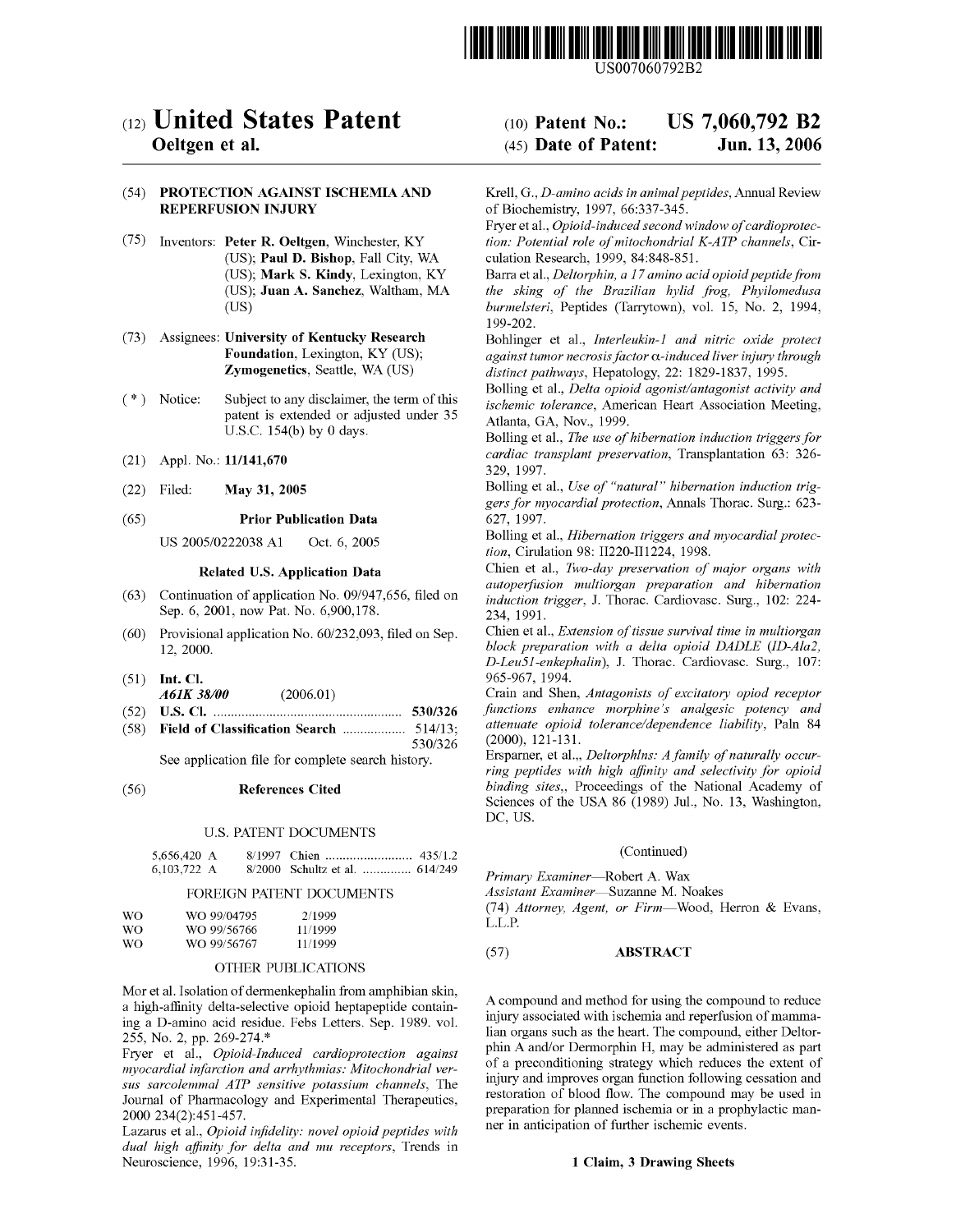US007060792B2

# (12) United States Patent
**Oeltgen et al.**

**(10) Patent No.: US 7,060,792 B2**

**(45) Date of Patent: Jun. 13, 2006**

## (54) PROTECTION AGAINST ISCHEMIA AND REPERFUSION INJURY

(75) Inventors: **Peter R. Oeltgen**, Winchester, KY (US); **Paul D. Bishop**, Fall City, WA (US); **Mark S. Kindy**, Lexington, KY (US); **Juan A. Sanchez**, Waltham, MA (US)

(73) Assignees: **University of Kentucky Research Foundation**, Lexington, KY (US); **Zymogenetics**, Seattle, WA (US)

( * ) Notice: Subject to any disclaimer, the term of this patent is extended or adjusted under 35 U.S.C. 154(b) by 0 days.

(21) Appl. No.: **11/141,670**

(22) Filed: **May 31, 2005**

(65) **Prior Publication Data**

US 2005/0222038 A1 Oct. 6, 2005

**Related U.S. Application Data**

(63) Continuation of application No. 09/947,656, filed on Sep. 6, 2001, now Pat. No. 6,900,178.

(60) Provisional application No. 60/232,093, filed on Sep. 12, 2000.

(51) **Int. Cl.**
*A61K 38/00* (2006.01)

(52) **U.S. Cl.** .................................................... **530/326**

(58) **Field of Classification Search** .................. 514/13; 530/326

See application file for complete search history.

(56) **References Cited**

U.S. PATENT DOCUMENTS

| | | | |
|---|---|---|---|
| 5,656,420 A | 8/1997 | Chien | 435/1.2 |
| 6,103,722 A | 8/2000 | Schultz et al. | 614/249 |

FOREIGN PATENT DOCUMENTS

| | | |
|---|---|---|
| WO | WO 99/04795 | 2/1999 |
| WO | WO 99/56766 | 11/1999 |
| WO | WO 99/56767 | 11/1999 |

OTHER PUBLICATIONS

Mor et al. Isolation of dermenkephalin from amphibian skin, a high-affinity delta-selective opioid heptapeptide containing a D-amino acid residue. Febs Letters. Sep. 1989. vol. 255, No. 2, pp. 269-274.*

Fryer et al., *Opioid-Induced cardioprotection against myocardial infarction and arrhythmias: Mitochondrial versus sarcolemmal ATP sensitive potassium channels*, The Journal of Pharmacology and Experimental Therapeutics, 2000 234(2):451-457.

Lazarus et al., *Opioid infidelity: novel opioid peptides with dual high affinity for delta and mu receptors*, Trends in Neuroscience, 1996, 19:31-35.

Krell, G., *D-amino acids in animal peptides*, Annual Review of Biochemistry, 1997, 66:337-345.

Fryer et al., *Opioid-induced second window of cardioprotection: Potential role of mitochondrial K-ATP channels*, Circulation Research, 1999, 84:848-851.

Barra et al., *Deltorphin, a 17 amino acid opioid peptide from the sking of the Brazilian hylid frog, Phyilomedusa burmelsteri*, Peptides (Tarrytown), vol. 15, No. 2, 1994, 199-202.

Bohlinger et al., *Interleukin-1 and nitric oxide protect against tumor necrosis factor α-induced liver injury through distinct pathways*, Hepatology, 22: 1829-1837, 1995.

Bolling et al., *Delta opioid agonist/antagonist activity and ischemic tolerance*, American Heart Association Meeting, Atlanta, GA, Nov., 1999.

Bolling et al., *The use of hibernation induction triggers for cardiac transplant preservation*, Transplantation 63: 326-329, 1997.

Bolling et al., *Use of "natural" hibernation induction triggers for myocardial protection*, Annals Thorac. Surg.: 623-627, 1997.

Bolling et al., *Hibernation triggers and myocardial protection*, Cirulation 98: II220-II1224, 1998.

Chien et al., *Two-day preservation of major organs with autoperfusion multiorgan preparation and hibernation induction trigger*, J. Thorac. Cardiovasc. Surg., 102: 224-234, 1991.

Chien et al., *Extension of tissue survival time in multiorgan block preparation with a delta opioid DADLE (ID-Ala2, D-Leu51-enkephalin)*, J. Thorac. Cardiovasc. Surg., 107: 965-967, 1994.

Crain and Shen, *Antagonists of excitatory opiod receptor functions enhance morphine's analgesic potency and attenuate opioid tolerance/dependence liability*, Paln 84 (2000), 121-131.

Ersparner, et al.,, *Deltorphlns: A family of naturally occurring peptides with high affinity and selectivity for opioid binding sites*,, Proceedings of the National Academy of Sciences of the USA 86 (1989) Jul., No. 13, Washington, DC, US.

(Continued)

*Primary Examiner*—Robert A. Wax
*Assistant Examiner*—Suzanne M. Noakes
(74) *Attorney, Agent, or Firm*—Wood, Herron & Evans, L.L.P.

## (57) ABSTRACT

A compound and method for using the compound to reduce injury associated with ischemia and reperfusion of mammalian organs such as the heart. The compound, either Deltorphin A and/or Dermorphin H, may be administered as part of a preconditioning strategy which reduces the extent of injury and improves organ function following cessation and restoration of blood flow. The compound may be used in preparation for planned ischemia or in a prophylactic manner in anticipation of further ischemic events.

**1 Claim, 3 Drawing Sheets**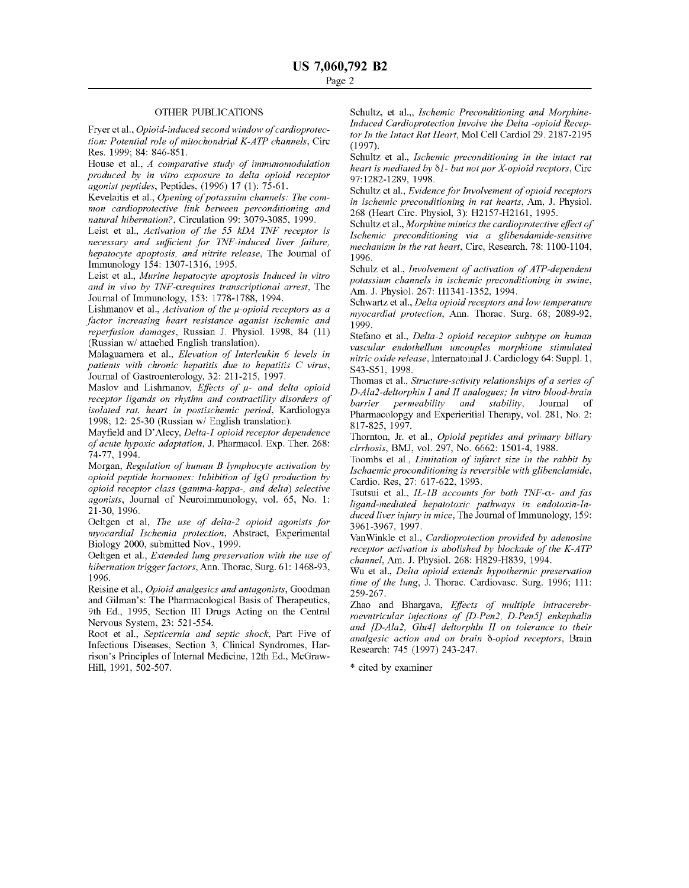## OTHER PUBLICATIONS

Fryer et al., *Opioid-induced second window of cardioprotection: Potential role of mitochondrial K-ATP channels*, Circ Res. 1999; 84: 846-851.

House et al., *A comparative study of immunomodulation produced by in vitro exposure to delta opioid receptor agonist peptides*, Peptides, (1996) 17 (1): 75-61.

Kevelaitis et al., *Opening of potassuim channels: The common cardioprotective link between perconditioning and natural hibernation?*, Circulation 99: 3079-3085, 1999.

Leist et al., *Activation of the 55 kDA TNF receptor is necessary and sufficient for TNF-induced liver failure, hepatocyte apoptosis, and nitrite release*, The Journal of Immunology 154: 1307-1316, 1995.

Leist et al., *Murine hepatocyte apoptosis Induced in vitro and in vivo by TNF-αrequires transcriptional arrest*, The Journal of Immunology, 153: 1778-1788, 1994.

Lishmanov et al., *Activation of the μ-opioid receptors as a factor increasing heart resistance aganist ischemic and reperfusion damages*, Russian J. Physiol. 1998, 84 (11) (Russian w/ attached English translation).

Malaguarnera et al., *Elevation of Interleukin 6 levels in patients with chronic hepatitis due to hepatitis C virus*, Journal of Gastroenterology, 32: 211-215, 1997.

Maslov and Lishmanov, *Effects of μ- and delta opioid receptor ligands on rhythm and contractility disorders of isolated rat. heart in postischemic period*, Kardiologya 1998; 12: 25-30 (Russian w/ English translation).

Mayfield and D'Alecy, *Delta-1 opioid receptor dependence of acute hypoxic adaptation*, J. Pharmacol. Exp. Ther. 268: 74-77, 1994.

Morgan, *Regulation of human B lymphocyte activation by opioid peptide hormones: Inhibition of IgG production by opioid receptor class (gamma-kappa-, and delta) selective agonists*, Journal of Neuroimmunology, vol. 65, No. 1: 21-30, 1996.

Oeltgen et al, *The use of delta-2 opioid agonists for myocardial Ischemia protection*, Abstract, Experimental Biology 2000, submitted Nov., 1999.

Oeltgen et al., *Extended lung preservation with the use of hibernation trigger factors*, Ann. Thorac, Surg. 61: 1468-93, 1996.

Reisine et al., *Opioid analgesics and antagonists*, Goodman and Gilman's: The Pharmacological Basis of Therapeutics, 9th Ed., 1995, Section III Drugs Acting on the Central Nervous System, 23: 521-554.

Root et al., *Septicernia and septic shock*, Part Five of Infectious Diseases, Section 3, Clinical Syndromes, Harrison's Principles of Internal Medicine, 12th Ed., McGraw-Hill, 1991, 502-507.

Schultz, et al.,, *Ischemic Preconditioning and Morphine-Induced Cardioprotection Involve the Delta -opioid Receptor In the Intact Rat Heart*, Mol Cell Cardiol 29. 2187-2195 (1997).

Schultz et al., *Ischemic preconditioning in the intact rat heart is mediated by δ1- but not μor X-opioid recptors*, Circ 97:1282-1289, 1998.

Schultz et al., *Evidence for Involvement of opioid receptors in ischemic preconditioning in rat hearts*, Am, J. Physiol. 268 (Heart Circ. Physiol, 3): H2157-H2161, 1995.

Schultz et al., *Morphine mimics the cardioprotective effect of Ischemic preconditioning via a glibendamide-sensitive mechanism in the rat heart*, Circ, Research. 78: 1100-1104, 1996.

Schulz et al., *Involvement of activation of ATP-dependent potassium channels in ischemic preconditioning in swine*, Am. J. Physiol. 267: H1341-1352, 1994.

Schwartz et al., *Delta opioid receptors and low temperature myocardial protection*, Ann. Thorac. Surg. 68; 2089-92, 1999.

Stefano et al., *Delta-2 opioid receptor subtype on human vascular endothellum uncouples morphione stimulated nitric oxide release*, Internatoinal J. Cardiology 64: Suppl. 1, S43-S51, 1998.

Thomas et al., *Structure-sctivity relationships of a series of D-Ala2-deltorphin I and II analogues; In vitro blood-brain barrier permeability and stability*, Journal of Pharmacolopgy and Experieritial Therapy, vol. 281, No. 2: 817-825, 1997.

Thornton, Jr. et al., *Opioid peptides and primary biliary clrrhosis*, BMJ, vol. 297, No. 6662: 1501-4, 1988.

Toombs et al., *Limitation of infarct size in the rabbit by Ischaemic preconditioning is reversible with glibenclamide*, Cardio. Res, 27: 617-622, 1993.

Tsutsui et al., *IL-1B accounts for both TNF-α- and fas ligand-mediated hepatotoxic pathways in endotoxin-Induced liver injury in mice*, The Journal of Immunology, 159: 3961-3967, 1997.

VanWinkle et al., *Cardioprotection provided by adenosine receptor activation is abolished by blockade of the K-ATP channel*, Am. J. Physiol. 268: H829-H839, 1994.

Wu et al., *Delta opioid extends hypothermic preservation time of the lung*, J. Thorac. Cardiovasc. Surg. 1996; 111: 259-267.

Zhao and Bhargava, *Effects of multiple intracerebrroevntricular injections of [D-Pen2, D-Pen5] enkephalin and [D-Ala2, Glu4] deltorphln II on tolerance to their analgesic action and on brain δ-opiod receptors*, Brain Research: 745 (1997) 243-247.

* cited by examiner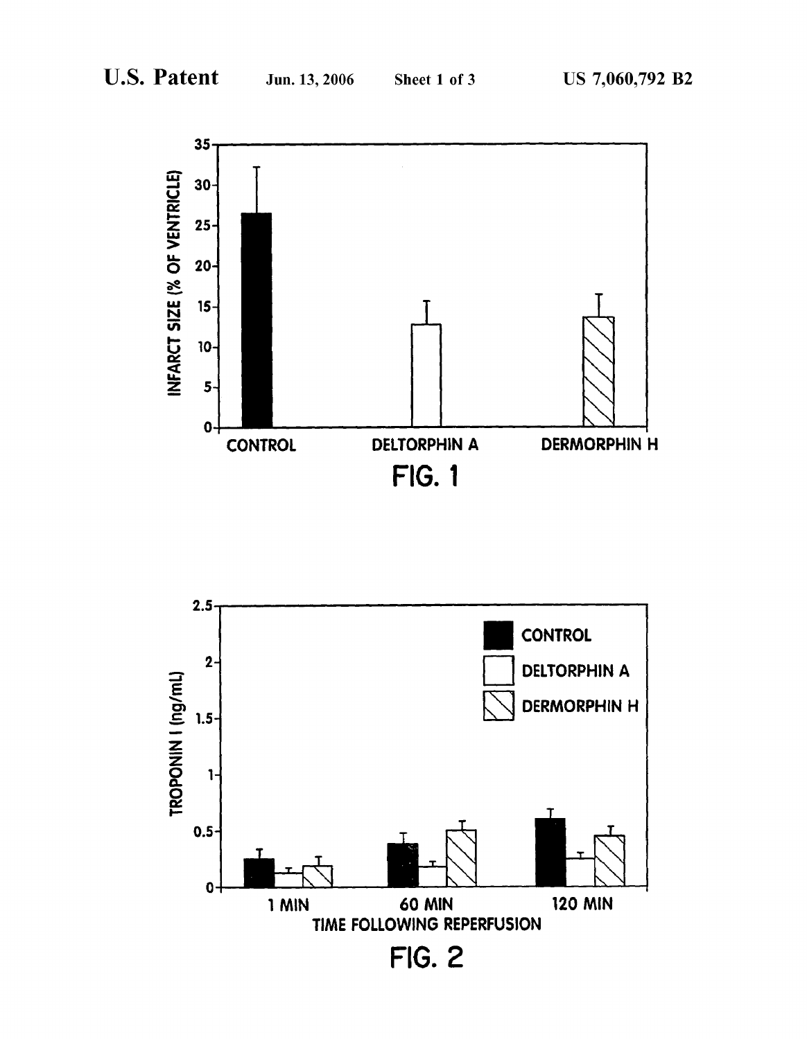FIG. 1

FIG. 2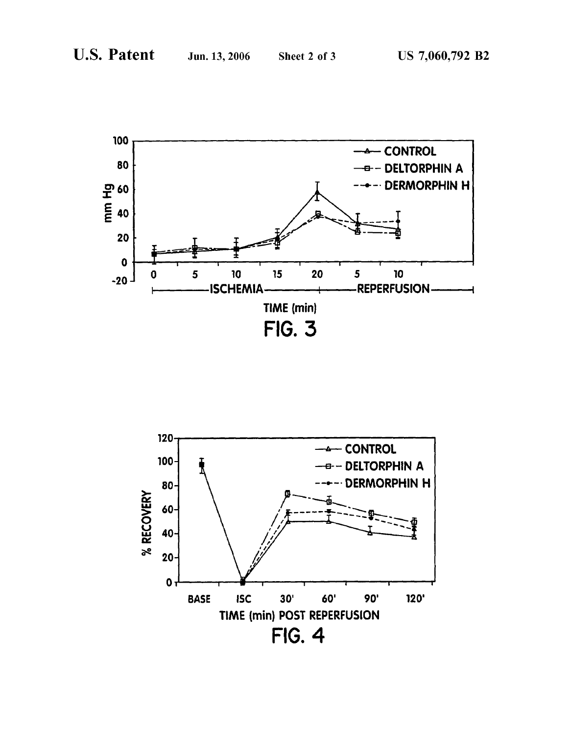FIG. 3

FIG. 4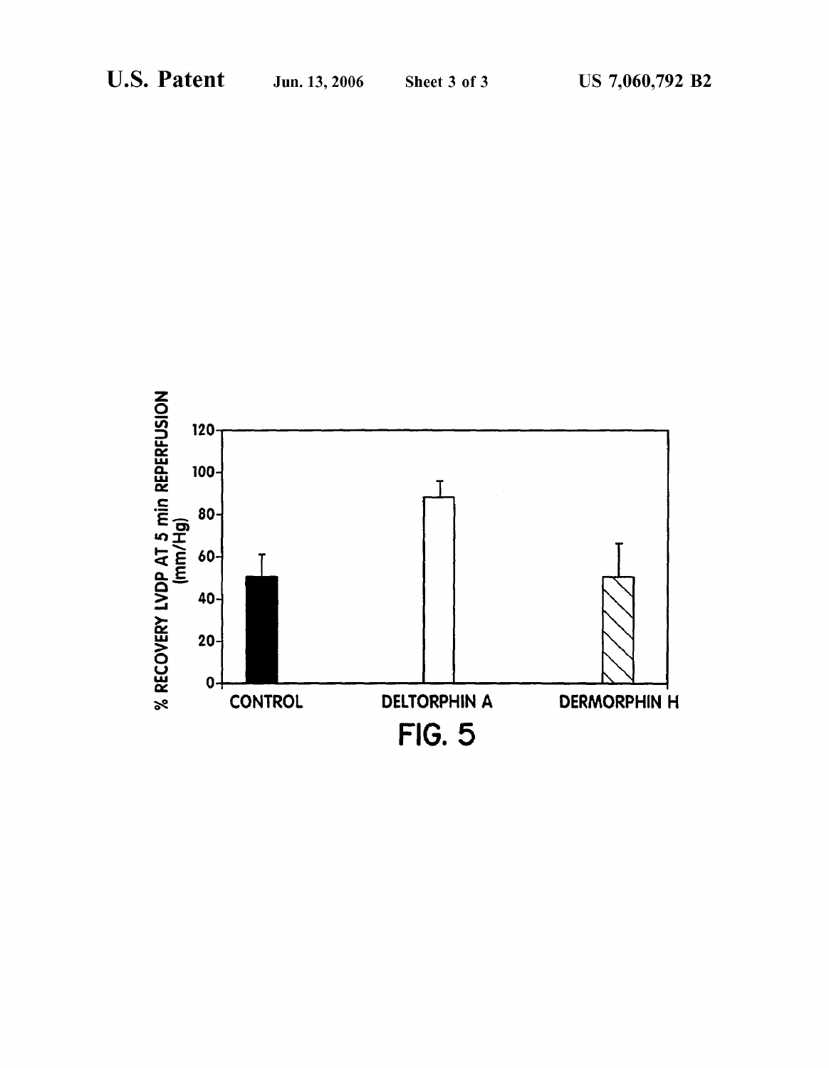% RECOVERY LVDP AT 5 min REPERFUSION (mm/Hg)

FIG. 5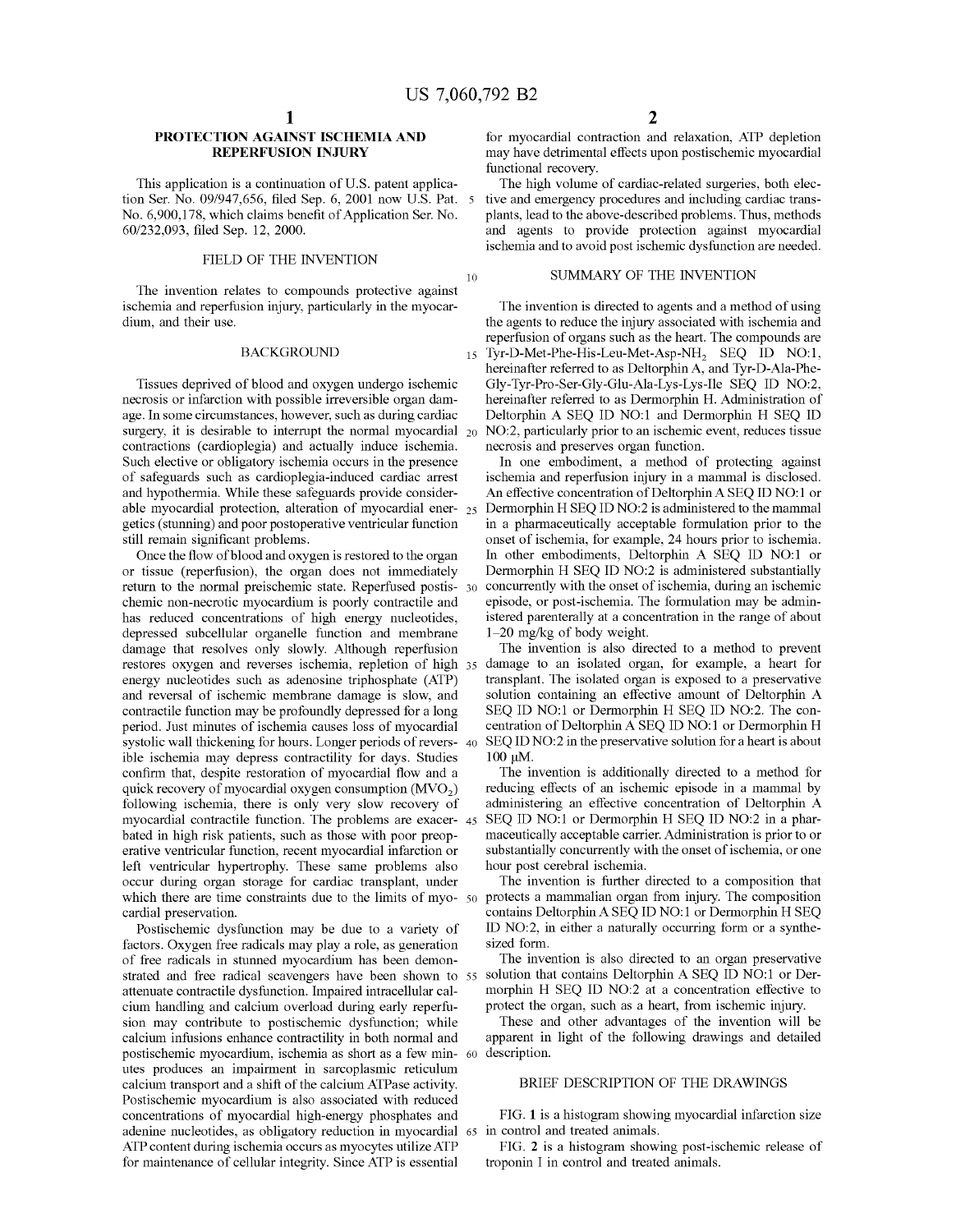## PROTECTION AGAINST ISCHEMIA AND REPERFUSION INJURY

This application is a continuation of U.S. patent application Ser. No. 09/947,656, filed Sep. 6, 2001 now U.S. Pat. No. 6,900,178, which claims benefit of Application Ser. No. 60/232,093, filed Sep. 12, 2000.

### FIELD OF THE INVENTION

The invention relates to compounds protective against ischemia and reperfusion injury, particularly in the myocardium, and their use.

### BACKGROUND

Tissues deprived of blood and oxygen undergo ischemic necrosis or infarction with possible irreversible organ damage. In some circumstances, however, such as during cardiac surgery, it is desirable to interrupt the normal myocardial contractions (cardioplegia) and actually induce ischemia. Such elective or obligatory ischemia occurs in the presence of safeguards such as cardioplegia-induced cardiac arrest and hypothermia. While these safeguards provide considerable myocardial protection, alteration of myocardial energetics (stunning) and poor postoperative ventricular function still remain significant problems.

Once the flow of blood and oxygen is restored to the organ or tissue (reperfusion), the organ does not immediately return to the normal preischemic state. Reperfused postischemic non-necrotic myocardium is poorly contractile and has reduced concentrations of high energy nucleotides, depressed subcellular organelle function and membrane damage that resolves only slowly. Although reperfusion restores oxygen and reverses ischemia, repletion of high energy nucleotides such as adenosine triphosphate (ATP) and reversal of ischemic membrane damage is slow, and contractile function may be profoundly depressed for a long period. Just minutes of ischemia causes loss of myocardial systolic wall thickening for hours. Longer periods of reversible ischemia may depress contractility for days. Studies confirm that, despite restoration of myocardial flow and a quick recovery of myocardial oxygen consumption ($MVO_2$) following ischemia, there is only very slow recovery of myocardial contractile function. The problems are exacerbated in high risk patients, such as those with poor preoperative ventricular function, recent myocardial infarction or left ventricular hypertrophy. These same problems also occur during organ storage for cardiac transplant, under which there are time constraints due to the limits of myocardial preservation.

Postischemic dysfunction may be due to a variety of factors. Oxygen free radicals may play a role, as generation of free radicals in stunned myocardium has been demonstrated and free radical scavengers have been shown to attenuate contractile dysfunction. Impaired intracellular calcium handling and calcium overload during early reperfusion may contribute to postischemic dysfunction; while calcium infusions enhance contractility in both normal and postischemic myocardium, ischemia as short as a few minutes produces an impairment in sarcoplasmic reticulum calcium transport and a shift of the calcium ATPase activity. Postischemic myocardium is also associated with reduced concentrations of myocardial high-energy phosphates and adenine nucleotides, as obligatory reduction in myocardial ATP content during ischemia occurs as myocytes utilize ATP for maintenance of cellular integrity. Since ATP is essential for myocardial contraction and relaxation, ATP depletion may have detrimental effects upon postischemic myocardial functional recovery.

The high volume of cardiac-related surgeries, both elective and emergency procedures and including cardiac transplants, lead to the above-described problems. Thus, methods and agents to provide protection against myocardial ischemia and to avoid post ischemic dysfunction are needed.

### SUMMARY OF THE INVENTION

The invention is directed to agents and a method of using the agents to reduce the injury associated with ischemia and reperfusion of organs such as the heart. The compounds are Tyr-D-Met-Phe-His-Leu-Met-Asp-$NH_2$ SEQ ID NO:1, hereinafter referred to as Deltorphin A, and Tyr-D-Ala-Phe-Gly-Tyr-Pro-Ser-Gly-Glu-Ala-Lys-Lys-Ile SEQ ID NO:2, hereinafter referred to as Dermorphin H. Administration of Deltorphin A SEQ ID NO:1 and Dermorphin H SEQ ID NO:2, particularly prior to an ischemic event, reduces tissue necrosis and preserves organ function.

In one embodiment, a method of protecting against ischemia and reperfusion injury in a mammal is disclosed. An effective concentration of Deltorphin A SEQ ID NO:1 or Dermorphin H SEQ ID NO:2 is administered to the mammal in a pharmaceutically acceptable formulation prior to the onset of ischemia, for example, 24 hours prior to ischemia. In other embodiments, Deltorphin A SEQ ID NO:1 or Dermorphin H SEQ ID NO:2 is administered substantially concurrently with the onset of ischemia, during an ischemic episode, or post-ischemia. The formulation may be administered parenterally at a concentration in the range of about 1–20 mg/kg of body weight.

The invention is also directed to a method to prevent damage to an isolated organ, for example, a heart for transplant. The isolated organ is exposed to a preservative solution containing an effective amount of Deltorphin A SEQ ID NO:1 or Dermorphin H SEQ ID NO:2. The concentration of Deltorphin A SEQ ID NO:1 or Dermorphin H SEQ ID NO:2 in the preservative solution for a heart is about 100 μM.

The invention is additionally directed to a method for reducing effects of an ischemic episode in a mammal by administering an effective concentration of Deltorphin A SEQ ID NO:1 or Dermorphin H SEQ ID NO:2 in a pharmaceutically acceptable carrier. Administration is prior to or substantially concurrently with the onset of ischemia, or one hour post cerebral ischemia.

The invention is further directed to a composition that protects a mammalian organ from injury. The composition contains Deltorphin A SEQ ID NO:1 or Dermorphin H SEQ ID NO:2, in either a naturally occurring form or a synthesized form.

The invention is also directed to an organ preservative solution that contains Deltorphin A SEQ ID NO:1 or Dermorphin H SEQ ID NO:2 at a concentration effective to protect the organ, such as a heart, from ischemic injury.

These and other advantages of the invention will be apparent in light of the following drawings and detailed description.

### BRIEF DESCRIPTION OF THE DRAWINGS

FIG. **1** is a histogram showing myocardial infarction size in control and treated animals.

FIG. **2** is a histogram showing post-ischemic release of troponin I in control and treated animals.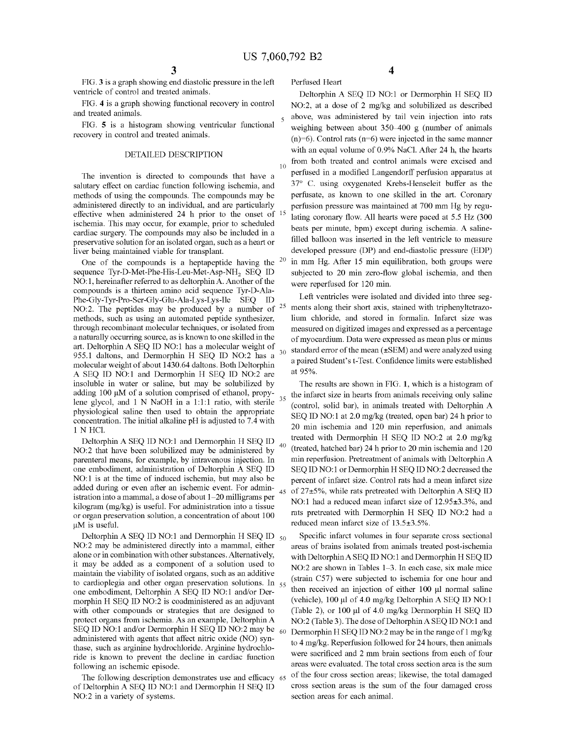FIG. 3 is a graph showing end diastolic pressure in the left ventricle of control and treated animals.

FIG. 4 is a graph showing functional recovery in control and treated animals.

FIG. 5 is a histogram showing ventricular functional recovery in control and treated animals.

## DETAILED DESCRIPTION

The invention is directed to compounds that have a salutary effect on cardiac function following ischemia, and methods of using the compounds. The compounds may be administered directly to an individual, and are particularly effective when administered 24 h prior to the onset of ischemia. This may occur, for example, prior to scheduled cardiac surgery. The compounds may also be included in a preservative solution for an isolated organ, such as a heart or liver being maintained viable for transplant.

One of the compounds is a heptapeptide having the sequence Tyr-D-Met-Phe-His-Leu-Met-Asp-$NH_2$ SEQ ID NO:1, hereinafter referred to as deltorphin A. Another of the compounds is a thirteen amino acid sequence Tyr-D-Ala-Phe-Gly-Tyr-Pro-Ser-Gly-Glu-Ala-Lys-Lys-Ile SEQ ID NO:2. The peptides may be produced by a number of methods, such as using an automated peptide synthesizer, through recombinant molecular techniques, or isolated from a naturally occurring source, as is known to one skilled in the art. Deltorphin A SEQ ID NO:1 has a molecular weight of 955.1 daltons, and Dermorphin H SEQ ID NO:2 has a molecular weight of about 1430.64 daltons. Both Deltorphin A SEQ ID NO:1 and Dermorphin H SEQ ID NO:2 are insoluble in water or saline, but may be solubilized by adding 100 μM of a solution comprised of ethanol, propylene glycol, and 1 N NaOH in a 1:1:1 ratio, with sterile physiological saline then used to obtain the appropriate concentration. The initial alkaline pH is adjusted to 7.4 with 1 N HCl.

Deltorphin A SEQ ID NO:1 and Dermorphin H SEQ ID NO:2 that have been solubilized may be administered by parenteral means, for example, by intravenous injection. In one embodiment, administration of Deltorphin A SEQ ID NO:1 is at the time of induced ischemia, but may also be added during or even after an ischemic event. For administration into a mammal, a dose of about 1–20 milligrams per kilogram (mg/kg) is useful. For administration into a tissue or organ preservation solution, a concentration of about 100 μM is useful.

Deltorphin A SEQ ID NO:1 and Dermorphin H SEQ ID NO:2 may be administered directly into a mammal, either alone or in combination with other substances. Alternatively, it may be added as a component of a solution used to maintain the viability of isolated organs, such as an additive to cardioplegia and other organ preservation solutions. In one embodiment, Deltorphin A SEQ ID NO:1 and/or Dermorphin H SEQ ID NO:2 is coadministered as an adjuvant with other compounds or strategies that are designed to protect organs from ischemia. As an example, Deltorphin A SEQ ID NO:1 and/or Dermorphin H SEQ ID NO:2 may be administered with agents that affect nitric oxide (NO) synthase, such as arginine hydrochloride. Arginine hydrochloride is known to prevent the decline in cardiac function following an ischemic episode.

The following description demonstrates use and efficacy of Deltorphin A SEQ ID NO:1 and Dermorphin H SEQ ID NO:2 in a variety of systems.

Perfused Heart

Deltorphin A SEQ ID NO:1 or Dermorphin H SEQ ID NO:2, at a dose of 2 mg/kg and solubilized as described above, was administered by tail vein injection into rats weighing between about 350–400 g (number of animals (n)=6). Control rats (n=6) were injected in the same manner with an equal volume of 0.9% NaCl. After 24 h, the hearts from both treated and control animals were excised and perfused in a modified Langendorff perfusion apparatus at 37° C. using oxygenated Krebs-Henseleit buffer as the perfusate, as known to one skilled in the art. Coronary perfusion pressure was maintained at 700 mm Hg by regulating coronary flow. All hearts were paced at 5.5 Hz (300 beats per minute, bpm) except during ischemia. A saline-filled balloon was inserted in the left ventricle to measure developed pressure (DP) and end-diastolic pressure (EDP) in mm Hg. After 15 min equilibration, both groups were subjected to 20 min zero-flow global ischemia, and then were reperfused for 120 min.

Left ventricles were isolated and divided into three segments along their short axis, stained with triphenyltetrazolium chloride, and stored in formalin. Infarct size was measured on digitized images and expressed as a percentage of myocardium. Data were expressed as mean plus or minus standard error of the mean (±SEM) and were analyzed using a paired Student's t-Test. Confidence limits were established at 95%.

The results are shown in FIG. 1, which is a histogram of the infarct size in hearts from animals receiving only saline (control, solid bar), in animals treated with Deltorphin A SEQ ID NO:1 at 2.0 mg/kg (treated, open bar) 24 h prior to 20 min ischemia and 120 min reperfusion, and animals treated with Dermorphin H SEQ ID NO:2 at 2.0 mg/kg (treated, hatched bar) 24 h prior to 20 min ischemia and 120 min reperfusion. Pretreatment of animals with Deltorphin A SEQ ID NO:1 or Dermorphin H SEQ ID NO:2 decreased the percent of infarct size. Control rats had a mean infarct size of 27±5%, while rats pretreated with Deltorphin A SEQ ID NO:1 had a reduced mean infarct size of 12.95±3.3%, and rats pretreated with Dermorphin H SEQ ID NO:2 had a reduced mean infarct size of 13.5±3.5%.

Specific infarct volumes in four separate cross sectional areas of brains isolated from animals treated post-ischemia with Deltorphin A SEQ ID NO:1 and Dermorphin H SEQ ID NO:2 are shown in Tables 1–3. In each case, six male mice (strain C57) were subjected to ischemia for one hour and then received an injection of either 100 μl normal saline (vehicle), 100 μl of 4.0 mg/kg Deltorphin A SEQ ID NO:1 (Table 2), or 100 μl of 4.0 mg/kg Dermorphin H SEQ ID NO:2 (Table 3). The dose of Deltorphin A SEQ ID NO:1 and Dermorphin H SEQ ID NO:2 may be in the range of 1 mg/kg to 4 mg/kg. Reperfusion followed for 24 hours, then animals were sacrificed and 2 mm brain sections from each of four areas were evaluated. The total cross section area is the sum of the four cross section areas; likewise, the total damaged cross section areas is the sum of the four damaged cross section areas for each animal.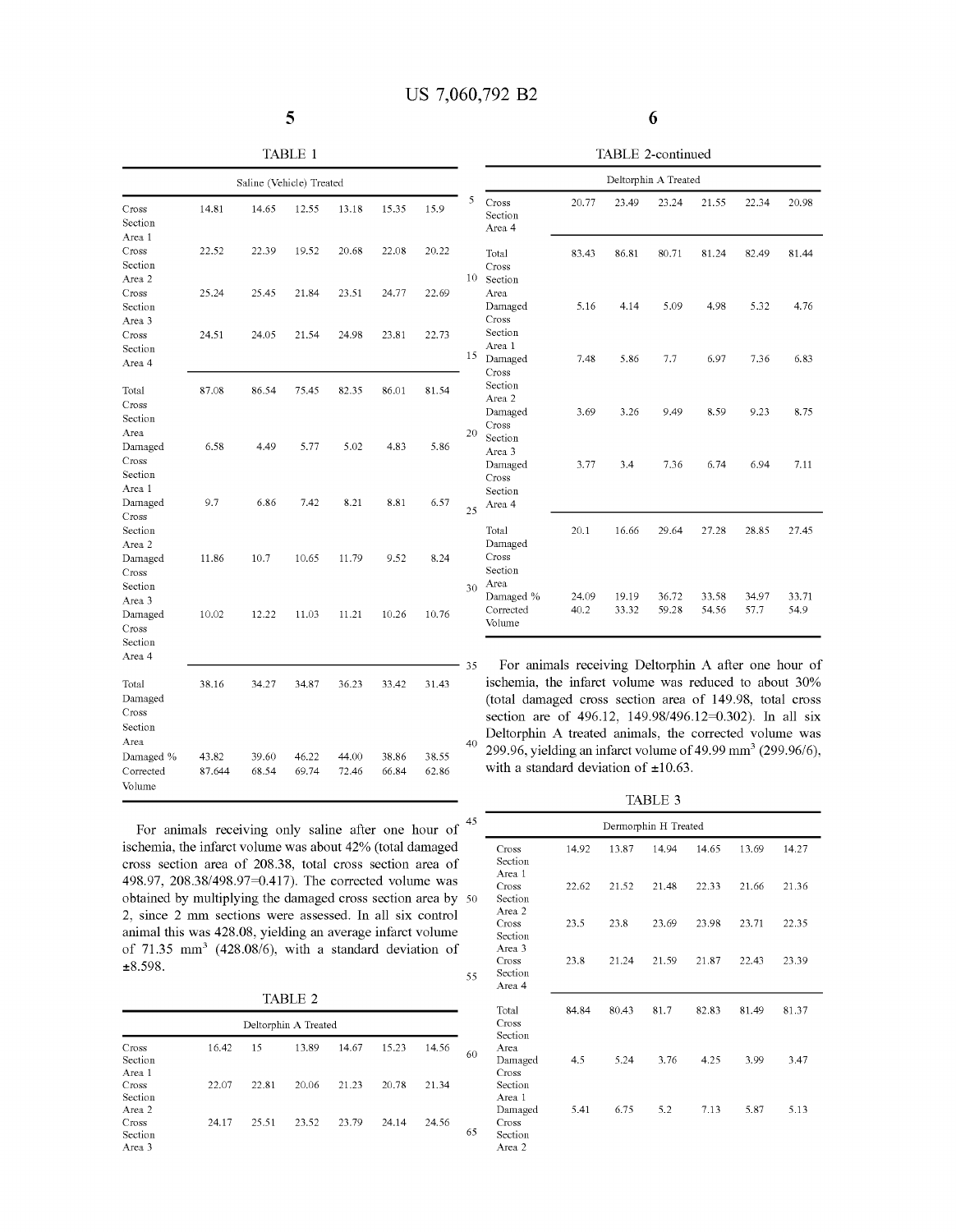TABLE 1

| Saline (Vehicle) Treated | | | | | | |
|---|---|---|---|---|---|---|
| Cross Section Area 1 | 14.81 | 14.65 | 12.55 | 13.18 | 15.35 | 15.9 |
| Cross Section Area 2 | 22.52 | 22.39 | 19.52 | 20.68 | 22.08 | 20.22 |
| Cross Section Area 3 | 25.24 | 25.45 | 21.84 | 23.51 | 24.77 | 22.69 |
| Cross Section Area 4 | 24.51 | 24.05 | 21.54 | 24.98 | 23.81 | 22.73 |
| Total Cross Section Area | 87.08 | 86.54 | 75.45 | 82.35 | 86.01 | 81.54 |
| Damaged Cross Section Area 1 | 6.58 | 4.49 | 5.77 | 5.02 | 4.83 | 5.86 |
| Damaged Cross Section Area 2 | 9.7 | 6.86 | 7.42 | 8.21 | 8.81 | 6.57 |
| Damaged Cross Section Area 3 | 11.86 | 10.7 | 10.65 | 11.79 | 9.52 | 8.24 |
| Damaged Cross Section Area 4 | 10.02 | 12.22 | 11.03 | 11.21 | 10.26 | 10.76 |
| Total Damaged Cross Section Area | 38.16 | 34.27 | 34.87 | 36.23 | 33.42 | 31.43 |
| Damaged % | 43.82 | 39.60 | 46.22 | 44.00 | 38.86 | 38.55 |
| Corrected Volume | 87.644 | 68.54 | 69.74 | 72.46 | 66.84 | 62.86 |

For animals receiving only saline after one hour of ischemia, the infarct volume was about 42% (total damaged cross section area of 208.38, total cross section area of 498.97, 208.38/498.97=0.417). The corrected volume was obtained by multiplying the damaged cross section area by 2, since 2 mm sections were assessed. In all six control animal this was 428.08, yielding an average infarct volume of 71.35 mm$^3$ (428.08/6), with a standard deviation of ±8.598.

TABLE 2

| Deltorphin A Treated | | | | | | |
|---|---|---|---|---|---|---|
| Cross Section Area 1 | 16.42 | 15 | 13.89 | 14.67 | 15.23 | 14.56 |
| Cross Section Area 2 | 22.07 | 22.81 | 20.06 | 21.23 | 20.78 | 21.34 |
| Cross Section Area 3 | 24.17 | 25.51 | 23.52 | 23.79 | 24.14 | 24.56 |
| Cross Section Area 4 | 20.77 | 23.49 | 23.24 | 21.55 | 22.34 | 20.98 |
| Total Cross Section Area | 83.43 | 86.81 | 80.71 | 81.24 | 82.49 | 81.44 |
| Damaged Cross Section Area 1 | 5.16 | 4.14 | 5.09 | 4.98 | 5.32 | 4.76 |
| Damaged Cross Section Area 2 | 7.48 | 5.86 | 7.7 | 6.97 | 7.36 | 6.83 |
| Damaged Cross Section Area 3 | 3.69 | 3.26 | 9.49 | 8.59 | 9.23 | 8.75 |
| Damaged Cross Section Area 4 | 3.77 | 3.4 | 7.36 | 6.74 | 6.94 | 7.11 |
| Total Damaged Cross Section Area | 20.1 | 16.66 | 29.64 | 27.28 | 28.85 | 27.45 |
| Damaged % | 24.09 | 19.19 | 36.72 | 33.58 | 34.97 | 33.71 |
| Corrected Volume | 40.2 | 33.32 | 59.28 | 54.56 | 57.7 | 54.9 |

For animals receiving Deltorphin A after one hour of ischemia, the infarct volume was reduced to about 30% (total damaged cross section area of 149.98, total cross section are of 496.12, 149.98/496.12=0.302). In all six Deltorphin A treated animals, the corrected volume was 299.96, yielding an infarct volume of 49.99 mm$^3$ (299.96/6), with a standard deviation of ±10.63.

TABLE 3

| Dermorphin H Treated | | | | | | |
|---|---|---|---|---|---|---|
| Cross Section Area 1 | 14.92 | 13.87 | 14.94 | 14.65 | 13.69 | 14.27 |
| Cross Section Area 2 | 22.62 | 21.52 | 21.48 | 22.33 | 21.66 | 21.36 |
| Cross Section Area 3 | 23.5 | 23.8 | 23.69 | 23.98 | 23.71 | 22.35 |
| Cross Section Area 4 | 23.8 | 21.24 | 21.59 | 21.87 | 22.43 | 23.39 |
| Total Cross Section Area | 84.84 | 80.43 | 81.7 | 82.83 | 81.49 | 81.37 |
| Damaged Cross Section Area 1 | 4.5 | 5.24 | 3.76 | 4.25 | 3.99 | 3.47 |
| Damaged Cross Section Area 2 | 5.41 | 6.75 | 5.2 | 7.13 | 5.87 | 5.13 |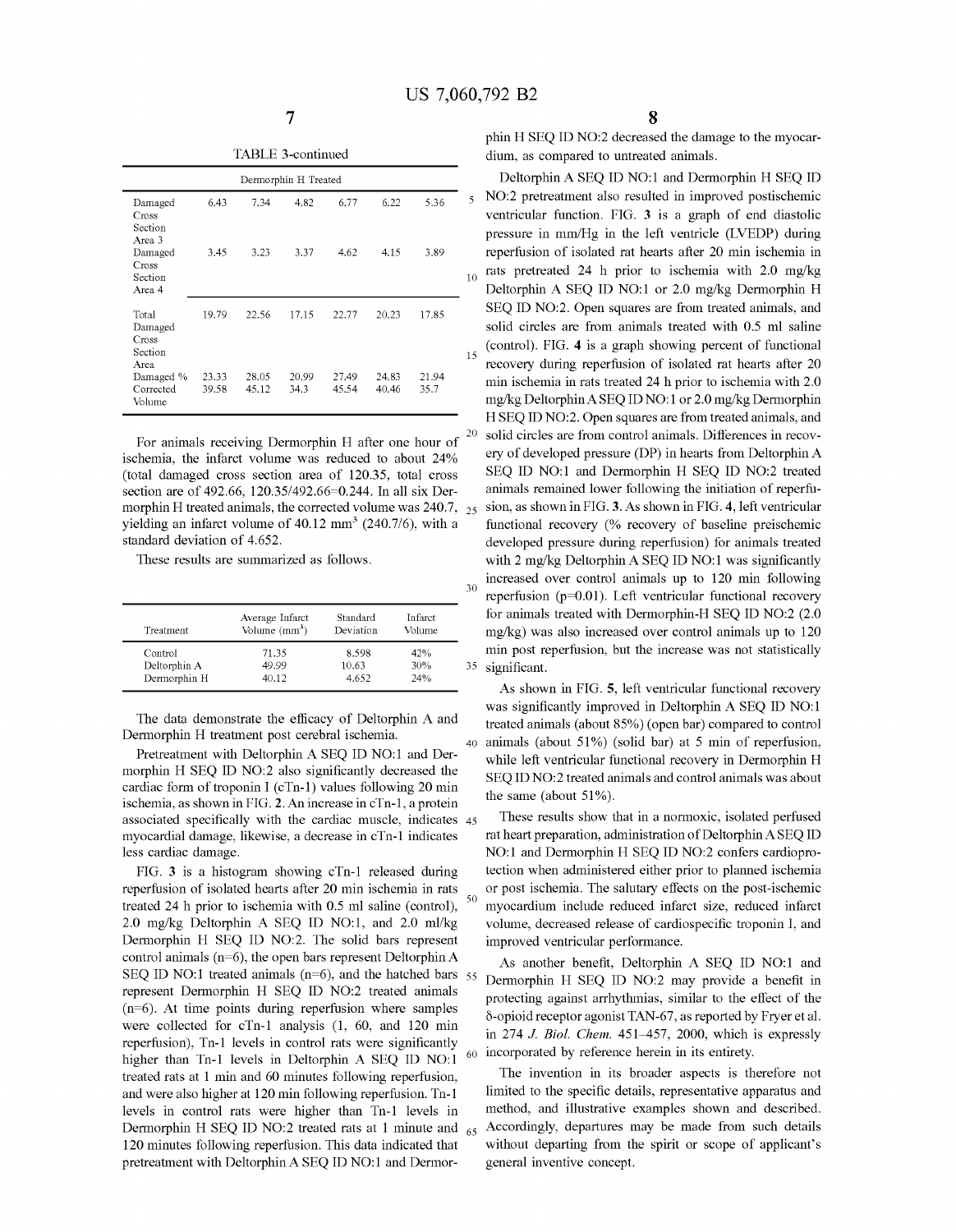TABLE 3-continued

| Dermorphin H Treated | | | | | | |
|---|---|---|---|---|---|---|
| Damaged Cross Section Area 3 | 6.43 | 7.34 | 4.82 | 6.77 | 6.22 | 5.36 |
| Damaged Cross Section Area 4 | 3.45 | 3.23 | 3.37 | 4.62 | 4.15 | 3.89 |
| Total Damaged Cross Section Area | 19.79 | 22.56 | 17.15 | 22.77 | 20.23 | 17.85 |
| Damaged % | 23.33 | 28.05 | 20.99 | 27.49 | 24.83 | 21.94 |
| Corrected Volume | 39.58 | 45.12 | 34.3 | 45.54 | 40.46 | 35.7 |

For animals receiving Dermorphin H after one hour of ischemia, the infarct volume was reduced to about 24% (total damaged cross section area of 120.35, total cross section are of 492.66, 120.35/492.66=0.244. In all six Dermorphin H treated animals, the corrected volume was 240.7, yielding an infarct volume of 40.12 $mm^3$ (240.7/6), with a standard deviation of 4.652.

These results are summarized as follows.

| Treatment | Average Infarct Volume ($mm^3$) | Standard Deviation | Infarct Volume |
|---|---|---|---|
| Control | 71.35 | 8.598 | 42% |
| Deltorphin A | 49.99 | 10.63 | 30% |
| Dermorphin H | 40.12 | 4.652 | 24% |

The data demonstrate the efficacy of Deltorphin A and Dermorphin H treatment post cerebral ischemia.

Pretreatment with Deltorphin A SEQ ID NO:1 and Dermorphin H SEQ ID NO:2 also significantly decreased the cardiac form of troponin I (cTn-1) values following 20 min ischemia, as shown in FIG. **2**. An increase in cTn-1, a protein associated specifically with the cardiac muscle, indicates myocardial damage, likewise, a decrease in cTn-1 indicates less cardiac damage.

FIG. **3** is a histogram showing cTn-1 released during reperfusion of isolated hearts after 20 min ischemia in rats treated 24 h prior to ischemia with 0.5 ml saline (control), 2.0 mg/kg Deltorphin A SEQ ID NO:1, and 2.0 ml/kg Dermorphin H SEQ ID NO:2. The solid bars represent control animals (n=6), the open bars represent Deltorphin A SEQ ID NO:1 treated animals (n=6), and the hatched bars represent Dermorphin H SEQ ID NO:2 treated animals (n=6). At time points during reperfusion where samples were collected for cTn-1 analysis (1, 60, and 120 min reperfusion), Tn-1 levels in control rats were significantly higher than Tn-1 levels in Deltorphin A SEQ ID NO:1 treated rats at 1 min and 60 minutes following reperfusion, and were also higher at 120 min following reperfusion. Tn-1 levels in control rats were higher than Tn-1 levels in Dermorphin H SEQ ID NO:2 treated rats at 1 minute and 120 minutes following reperfusion. This data indicated that pretreatment with Deltorphin A SEQ ID NO:1 and Dermorphin H SEQ ID NO:2 decreased the damage to the myocardium, as compared to untreated animals.

Deltorphin A SEQ ID NO:1 and Dermorphin H SEQ ID NO:2 pretreatment also resulted in improved postischemic ventricular function. FIG. **3** is a graph of end diastolic pressure in mm/Hg in the left ventricle (LVEDP) during reperfusion of isolated rat hearts after 20 min ischemia in rats pretreated 24 h prior to ischemia with 2.0 mg/kg Deltorphin A SEQ ID NO:1 or 2.0 mg/kg Dermorphin H SEQ ID NO:2. Open squares are from treated animals, and solid circles are from animals treated with 0.5 ml saline (control). FIG. **4** is a graph showing percent of functional recovery during reperfusion of isolated rat hearts after 20 min ischemia in rats treated 24 h prior to ischemia with 2.0 mg/kg Deltorphin A SEQ ID NO:1 or 2.0 mg/kg Dermorphin H SEQ ID NO:2. Open squares are from treated animals, and solid circles are from control animals. Differences in recovery of developed pressure (DP) in hearts from Deltorphin A SEQ ID NO:1 and Dermorphin H SEQ ID NO:2 treated animals remained lower following the initiation of reperfusion, as shown in FIG. **3**. As shown in FIG. **4**, left ventricular functional recovery (% recovery of baseline preischemic developed pressure during reperfusion) for animals treated with 2 mg/kg Deltorphin A SEQ ID NO:1 was significantly increased over control animals up to 120 min following reperfusion (p=0.01). Left ventricular functional recovery for animals treated with Dermorphin-H SEQ ID NO:2 (2.0 mg/kg) was also increased over control animals up to 120 min post reperfusion, but the increase was not statistically significant.

As shown in FIG. **5**, left ventricular functional recovery was significantly improved in Deltorphin A SEQ ID NO:1 treated animals (about 85%) (open bar) compared to control animals (about 51%) (solid bar) at 5 min of reperfusion, while left ventricular functional recovery in Dermorphin H SEQ ID NO:2 treated animals and control animals was about the same (about 51%).

These results show that in a normoxic, isolated perfused rat heart preparation, administration of Deltorphin A SEQ ID NO:1 and Dermorphin H SEQ ID NO:2 confers cardioprotection when administered either prior to planned ischemia or post ischemia. The salutary effects on the post-ischemic myocardium include reduced infarct size, reduced infarct volume, decreased release of cardiospecific troponin I, and improved ventricular performance.

As another benefit, Deltorphin A SEQ ID NO:1 and Dermorphin H SEQ ID NO:2 may provide a benefit in protecting against arrhythmias, similar to the effect of the δ-opioid receptor agonist TAN-67, as reported by Fryer et al. in 274 *J. Biol. Chem.* 451–457, 2000, which is expressly incorporated by reference herein in its entirety.

The invention in its broader aspects is therefore not limited to the specific details, representative apparatus and method, and illustrative examples shown and described. Accordingly, departures may be made from such details without departing from the spirit or scope of applicant's general inventive concept.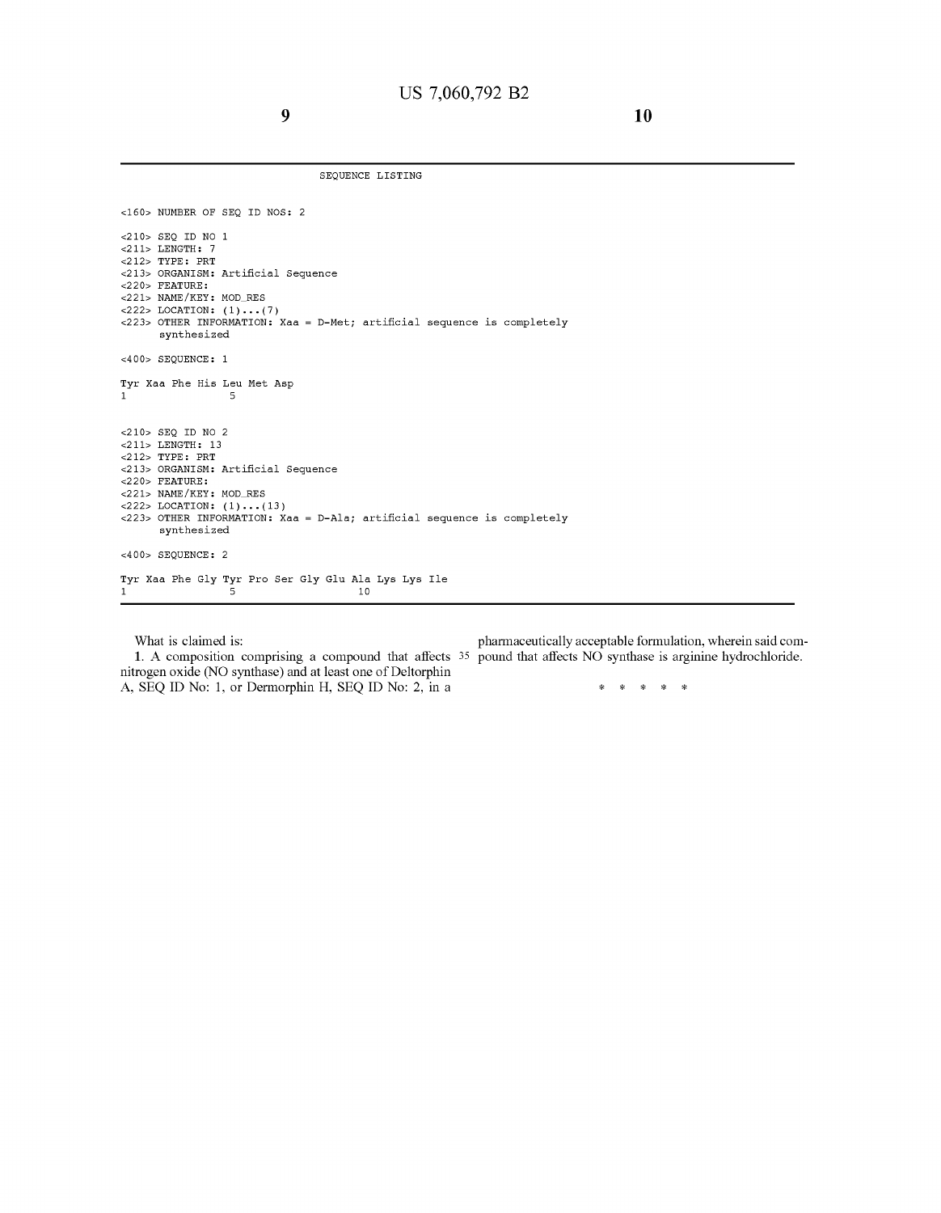SEQUENCE LISTING

```
<160> NUMBER OF SEQ ID NOS: 2

<210> SEQ ID NO 1
<211> LENGTH: 7
<212> TYPE: PRT
<213> ORGANISM: Artificial Sequence
<220> FEATURE:
<221> NAME/KEY: MOD_RES
<222> LOCATION: (1)...(7)
<223> OTHER INFORMATION: Xaa = D-Met; artificial sequence is completely
      synthesized

<400> SEQUENCE: 1

Tyr Xaa Phe His Leu Met Asp
1               5


<210> SEQ ID NO 2
<211> LENGTH: 13
<212> TYPE: PRT
<213> ORGANISM: Artificial Sequence
<220> FEATURE:
<221> NAME/KEY: MOD_RES
<222> LOCATION: (1)...(13)
<223> OTHER INFORMATION: Xaa = D-Ala; artificial sequence is completely
      synthesized

<400> SEQUENCE: 2

Tyr Xaa Phe Gly Tyr Pro Ser Gly Glu Ala Lys Lys Ile
1               5                   10
```

What is claimed is:

**1**. A composition comprising a compound that affects nitrogen oxide (NO synthase) and at least one of Deltorphin A, SEQ ID No: 1, or Dermorphin H, SEQ ID No: 2, in a pharmaceutically acceptable formulation, wherein said compound that affects NO synthase is arginine hydrochloride.

* * * * *